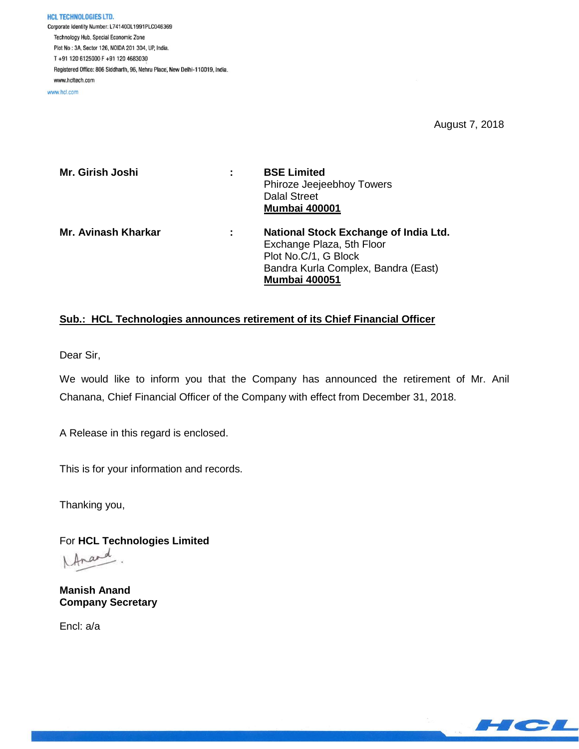**HCL TECHNOLOGIES LTD.**
Corporate Identity Number: L74140DL1991PLC046369
Technology Hub, Special Economic Zone
Plot No : 3A, Sector 126, NOIDA 201 304, UP, India.
T +91 120 6125000 F +91 120 4683030
Registered Office: 806 Siddharth, 96, Nehru Place, New Delhi-110019, India.
www.hcltech.com
www.hcl.com

August 7, 2018

| | | |
|---|---|---|
| **Mr. Girish Joshi** | **:** | **BSE Limited**<br>Phiroze Jeejeebhoy Towers<br>Dalal Street<br>**Mumbai 400001** |
| **Mr. Avinash Kharkar** | **:** | **National Stock Exchange of India Ltd.**<br>Exchange Plaza, 5th Floor<br>Plot No.C/1, G Block<br>Bandra Kurla Complex, Bandra (East)<br>**Mumbai 400051** |

**Sub.: HCL Technologies announces retirement of its Chief Financial Officer**

Dear Sir,

We would like to inform you that the Company has announced the retirement of Mr. Anil Chanana, Chief Financial Officer of the Company with effect from December 31, 2018.

A Release in this regard is enclosed.

This is for your information and records.

Thanking you,

For **HCL Technologies Limited**

**Manish Anand**
**Company Secretary**

Encl: a/a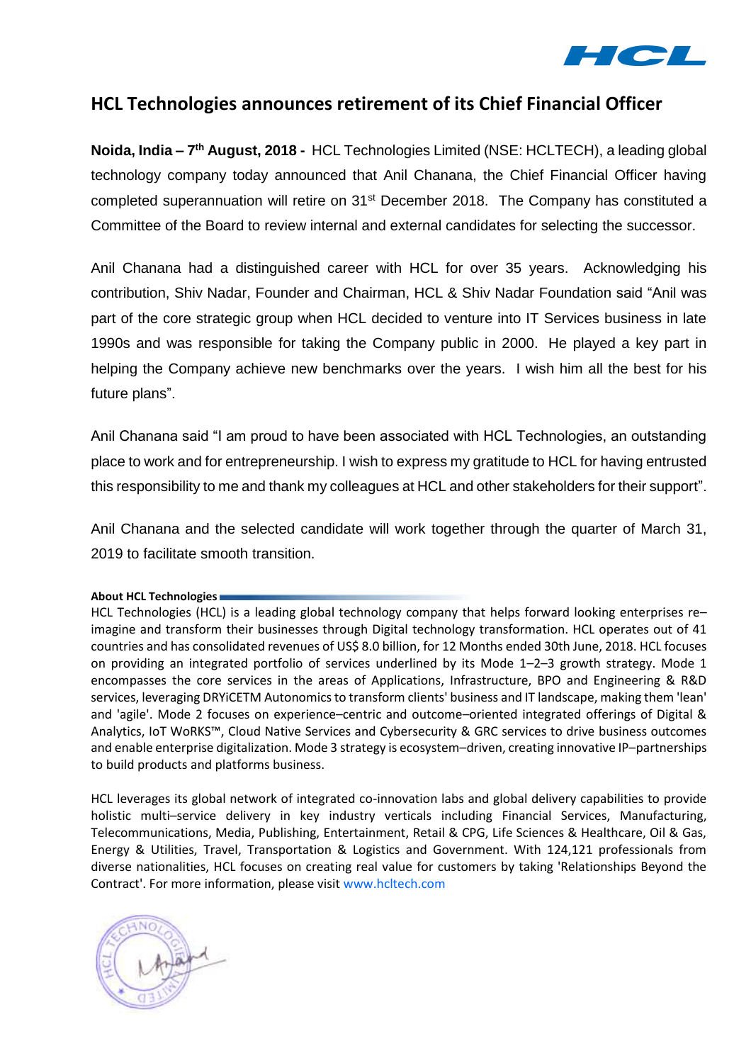# HCL Technologies announces retirement of its Chief Financial Officer

**Noida, India – 7th August, 2018 -** HCL Technologies Limited (NSE: HCLTECH), a leading global technology company today announced that Anil Chanana, the Chief Financial Officer having completed superannuation will retire on 31st December 2018. The Company has constituted a Committee of the Board to review internal and external candidates for selecting the successor.

Anil Chanana had a distinguished career with HCL for over 35 years. Acknowledging his contribution, Shiv Nadar, Founder and Chairman, HCL & Shiv Nadar Foundation said "Anil was part of the core strategic group when HCL decided to venture into IT Services business in late 1990s and was responsible for taking the Company public in 2000. He played a key part in helping the Company achieve new benchmarks over the years. I wish him all the best for his future plans".

Anil Chanana said "I am proud to have been associated with HCL Technologies, an outstanding place to work and for entrepreneurship. I wish to express my gratitude to HCL for having entrusted this responsibility to me and thank my colleagues at HCL and other stakeholders for their support".

Anil Chanana and the selected candidate will work together through the quarter of March 31, 2019 to facilitate smooth transition.

**About HCL Technologies**

HCL Technologies (HCL) is a leading global technology company that helps forward looking enterprises re–imagine and transform their businesses through Digital technology transformation. HCL operates out of 41 countries and has consolidated revenues of US$ 8.0 billion, for 12 Months ended 30th June, 2018. HCL focuses on providing an integrated portfolio of services underlined by its Mode 1–2–3 growth strategy. Mode 1 encompasses the core services in the areas of Applications, Infrastructure, BPO and Engineering & R&D services, leveraging DRYiCETM Autonomics to transform clients' business and IT landscape, making them 'lean' and 'agile'. Mode 2 focuses on experience–centric and outcome–oriented integrated offerings of Digital & Analytics, IoT WoRKS™, Cloud Native Services and Cybersecurity & GRC services to drive business outcomes and enable enterprise digitalization. Mode 3 strategy is ecosystem–driven, creating innovative IP–partnerships to build products and platforms business.

HCL leverages its global network of integrated co-innovation labs and global delivery capabilities to provide holistic multi–service delivery in key industry verticals including Financial Services, Manufacturing, Telecommunications, Media, Publishing, Entertainment, Retail & CPG, Life Sciences & Healthcare, Oil & Gas, Energy & Utilities, Travel, Transportation & Logistics and Government. With 124,121 professionals from diverse nationalities, HCL focuses on creating real value for customers by taking 'Relationships Beyond the Contract'. For more information, please visit www.hcltech.com